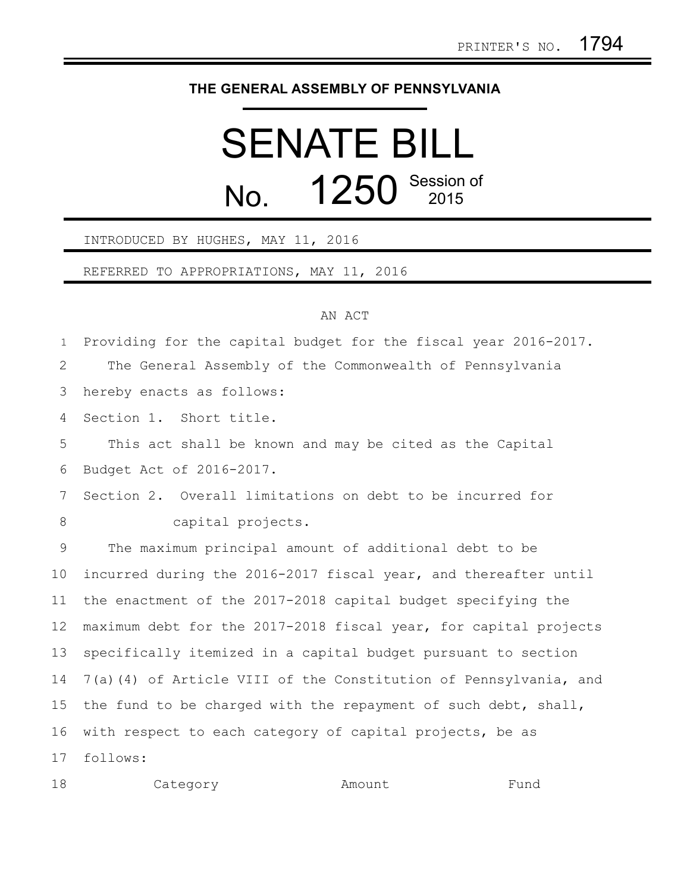PRINTER'S NO. 1794

**THE GENERAL ASSEMBLY OF PENNSYLVANIA**

# SENATE BILL

## No. 1250 Session of 2015

INTRODUCED BY HUGHES, MAY 11, 2016

REFERRED TO APPROPRIATIONS, MAY 11, 2016

AN ACT

Providing for the capital budget for the fiscal year 2016-2017.

The General Assembly of the Commonwealth of Pennsylvania hereby enacts as follows:

Section 1. Short title.

This act shall be known and may be cited as the Capital Budget Act of 2016-2017.

Section 2. Overall limitations on debt to be incurred for capital projects.

The maximum principal amount of additional debt to be incurred during the 2016-2017 fiscal year, and thereafter until the enactment of the 2017-2018 capital budget specifying the maximum debt for the 2017-2018 fiscal year, for capital projects specifically itemized in a capital budget pursuant to section 7(a)(4) of Article VIII of the Constitution of Pennsylvania, and the fund to be charged with the repayment of such debt, shall, with respect to each category of capital projects, be as follows:

| Category | Amount | Fund |
| --- | --- | --- |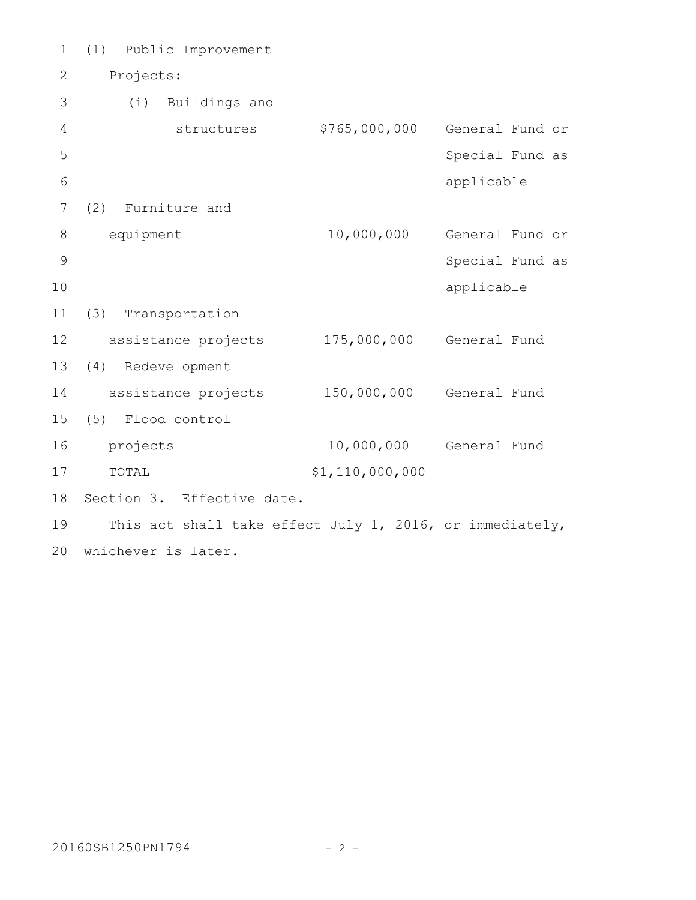| | | |
|---|---|---|
| (1) Public Improvement Projects: | | |
| (i) Buildings and structures | $765,000,000 | General Fund or Special Fund as applicable |
| (2) Furniture and equipment | 10,000,000 | General Fund or Special Fund as applicable |
| (3) Transportation assistance projects | 175,000,000 | General Fund |
| (4) Redevelopment assistance projects | 150,000,000 | General Fund |
| (5) Flood control projects | 10,000,000 | General Fund |
| TOTAL | $1,110,000,000 | |

Section 3. Effective date.

This act shall take effect July 1, 2016, or immediately, whichever is later.